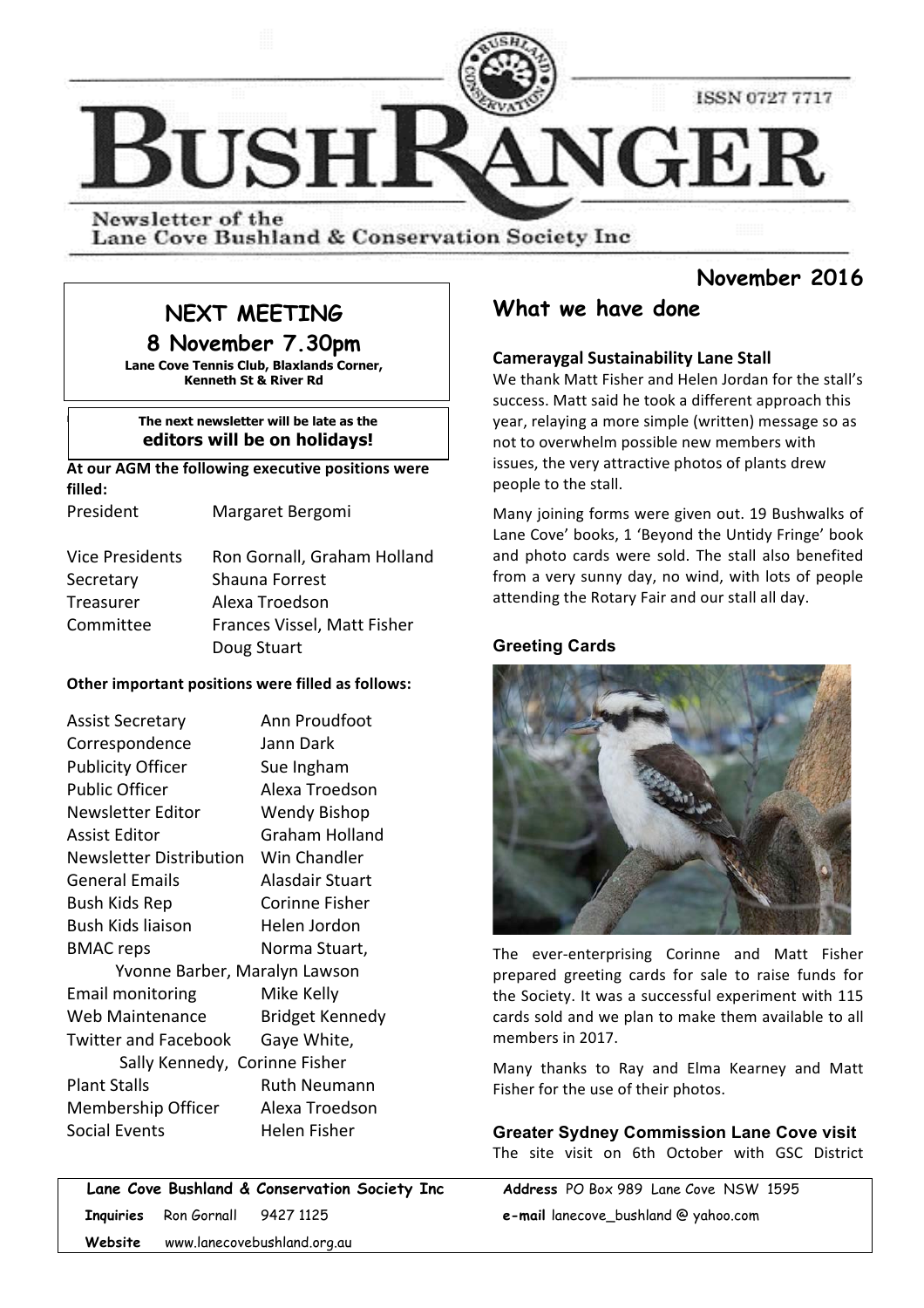# BUSHRANGER

ISSN 0727 7717

Newsletter of the Lane Cove Bushland & Conservation Society Inc

**November 2016**

## NEXT MEETING

## 8 November 7.30pm

**Lane Cove Tennis Club, Blaxlands Corner, Kenneth St & River Rd**

**The next newsletter will be late as the editors will be on holidays!**

**At our AGM the following executive positions were filled:**

| | |
|---|---|
| President | Margaret Bergomi |
| Vice Presidents | Ron Gornall, Graham Holland |
| Secretary | Shauna Forrest |
| Treasurer | Alexa Troedson |
| Committee | Frances Vissel, Matt Fisher, Doug Stuart |

**Other important positions were filled as follows:**

| | |
|---|---|
| Assist Secretary | Ann Proudfoot |
| Correspondence | Jann Dark |
| Publicity Officer | Sue Ingham |
| Public Officer | Alexa Troedson |
| Newsletter Editor | Wendy Bishop |
| Assist Editor | Graham Holland |
| Newsletter Distribution | Win Chandler |
| General Emails | Alasdair Stuart |
| Bush Kids Rep | Corinne Fisher |
| Bush Kids liaison | Helen Jordon |
| BMAC reps | Norma Stuart, Yvonne Barber, Maralyn Lawson |
| Email monitoring | Mike Kelly |
| Web Maintenance | Bridget Kennedy |
| Twitter and Facebook | Gaye White, Sally Kennedy, Corinne Fisher |
| Plant Stalls | Ruth Neumann |
| Membership Officer | Alexa Troedson |
| Social Events | Helen Fisher |

## What we have done

### Cameraygal Sustainability Lane Stall

We thank Matt Fisher and Helen Jordan for the stall's success. Matt said he took a different approach this year, relaying a more simple (written) message so as not to overwhelm possible new members with issues, the very attractive photos of plants drew people to the stall.

Many joining forms were given out. 19 Bushwalks of Lane Cove' books, 1 'Beyond the Untidy Fringe' book and photo cards were sold. The stall also benefited from a very sunny day, no wind, with lots of people attending the Rotary Fair and our stall all day.

### Greeting Cards

The ever-enterprising Corinne and Matt Fisher prepared greeting cards for sale to raise funds for the Society. It was a successful experiment with 115 cards sold and we plan to make them available to all members in 2017.

Many thanks to Ray and Elma Kearney and Matt Fisher for the use of their photos.

### Greater Sydney Commission Lane Cove visit

The site visit on 6th October with GSC District

---

**Lane Cove Bushland & Conservation Society Inc** **Address** PO Box 989 Lane Cove NSW 1595

**Inquiries** Ron Gornall 9427 1125 **e-mail** lanecove_bushland @ yahoo.com

**Website** www.lanecovebushland.org.au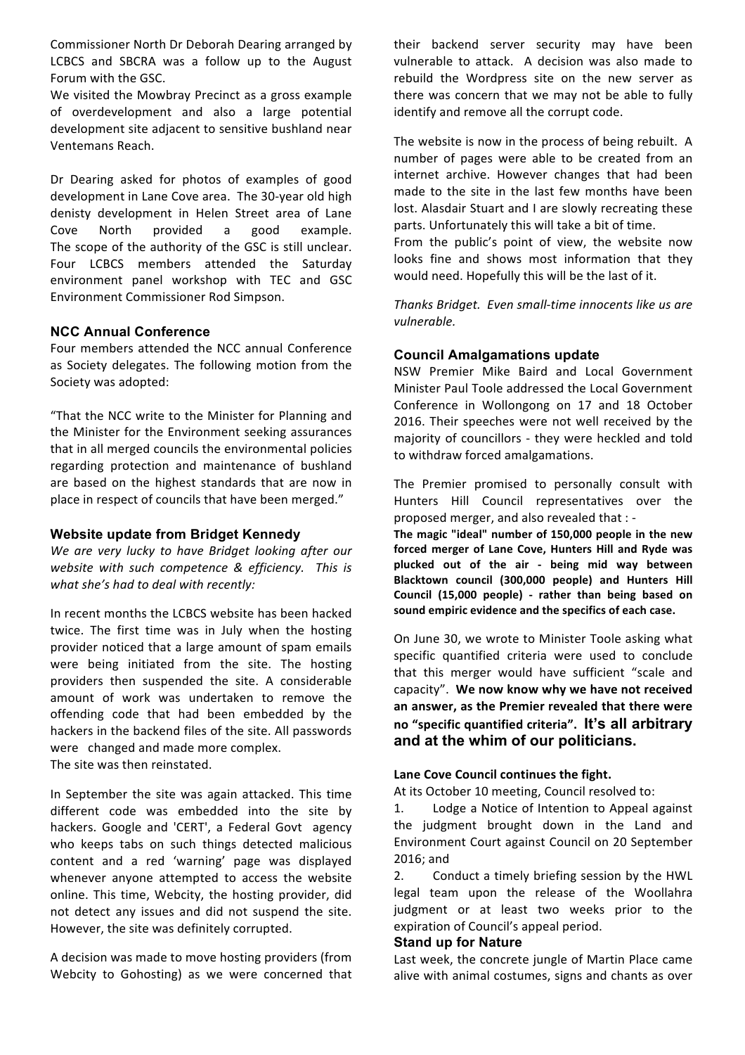Commissioner North Dr Deborah Dearing arranged by LCBCS and SBCRA was a follow up to the August Forum with the GSC.

We visited the Mowbray Precinct as a gross example of overdevelopment and also a large potential development site adjacent to sensitive bushland near Ventemans Reach.

Dr Dearing asked for photos of examples of good development in Lane Cove area. The 30-year old high denisty development in Helen Street area of Lane Cove North provided a good example. The scope of the authority of the GSC is still unclear. Four LCBCS members attended the Saturday environment panel workshop with TEC and GSC Environment Commissioner Rod Simpson.

### NCC Annual Conference

Four members attended the NCC annual Conference as Society delegates. The following motion from the Society was adopted:

"That the NCC write to the Minister for Planning and the Minister for the Environment seeking assurances that in all merged councils the environmental policies regarding protection and maintenance of bushland are based on the highest standards that are now in place in respect of councils that have been merged."

### Website update from Bridget Kennedy

*We are very lucky to have Bridget looking after our website with such competence & efficiency. This is what she's had to deal with recently:*

In recent months the LCBCS website has been hacked twice. The first time was in July when the hosting provider noticed that a large amount of spam emails were being initiated from the site. The hosting providers then suspended the site. A considerable amount of work was undertaken to remove the offending code that had been embedded by the hackers in the backend files of the site. All passwords were changed and made more complex.
The site was then reinstated.

In September the site was again attacked. This time different code was embedded into the site by hackers. Google and 'CERT', a Federal Govt agency who keeps tabs on such things detected malicious content and a red 'warning' page was displayed whenever anyone attempted to access the website online. This time, Webcity, the hosting provider, did not detect any issues and did not suspend the site. However, the site was definitely corrupted.

A decision was made to move hosting providers (from Webcity to Gohosting) as we were concerned that their backend server security may have been vulnerable to attack. A decision was also made to rebuild the Wordpress site on the new server as there was concern that we may not be able to fully identify and remove all the corrupt code.

The website is now in the process of being rebuilt. A number of pages were able to be created from an internet archive. However changes that had been made to the site in the last few months have been lost. Alasdair Stuart and I are slowly recreating these parts. Unfortunately this will take a bit of time.
From the public's point of view, the website now looks fine and shows most information that they would need. Hopefully this will be the last of it.

*Thanks Bridget. Even small-time innocents like us are vulnerable.*

### Council Amalgamations update

NSW Premier Mike Baird and Local Government Minister Paul Toole addressed the Local Government Conference in Wollongong on 17 and 18 October 2016. Their speeches were not well received by the majority of councillors - they were heckled and told to withdraw forced amalgamations.

The Premier promised to personally consult with Hunters Hill Council representatives over the proposed merger, and also revealed that : -
**The magic "ideal" number of 150,000 people in the new forced merger of Lane Cove, Hunters Hill and Ryde was plucked out of the air - being mid way between Blacktown council (300,000 people) and Hunters Hill Council (15,000 people) - rather than being based on sound empiric evidence and the specifics of each case.**

On June 30, we wrote to Minister Toole asking what specific quantified criteria were used to conclude that this merger would have sufficient "scale and capacity". **We now know why we have not received an answer, as the Premier revealed that there were no "specific quantified criteria". It's all arbitrary and at the whim of our politicians.**

**Lane Cove Council continues the fight.**

At its October 10 meeting, Council resolved to:

1. Lodge a Notice of Intention to Appeal against the judgment brought down in the Land and Environment Court against Council on 20 September 2016; and
2. Conduct a timely briefing session by the HWL legal team upon the release of the Woollahra judgment or at least two weeks prior to the expiration of Council's appeal period.

### Stand up for Nature

Last week, the concrete jungle of Martin Place came alive with animal costumes, signs and chants as over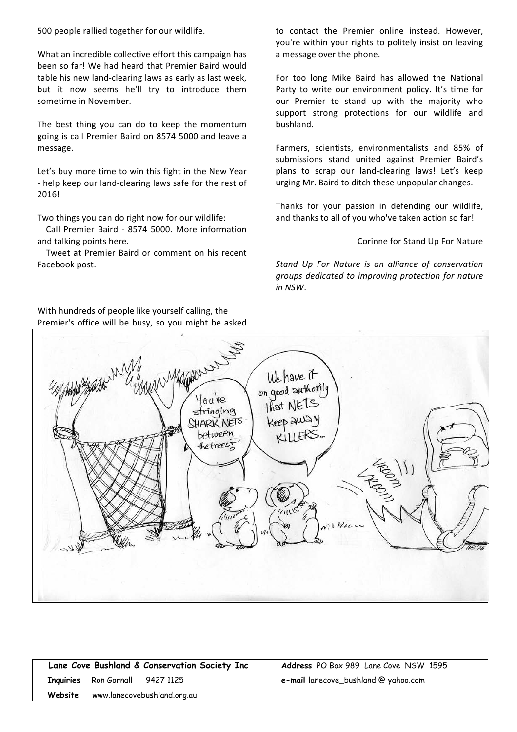500 people rallied together for our wildlife.

What an incredible collective effort this campaign has been so far! We had heard that Premier Baird would table his new land-clearing laws as early as last week, but it now seems he'll try to introduce them sometime in November.

The best thing you can do to keep the momentum going is call Premier Baird on 8574 5000 and leave a message.

Let's buy more time to win this fight in the New Year - help keep our land-clearing laws safe for the rest of 2016!

Two things you can do right now for our wildlife:

- Call Premier Baird - 8574 5000. More information and talking points here.
- Tweet at Premier Baird or comment on his recent Facebook post.

With hundreds of people like yourself calling, the Premier's office will be busy, so you might be asked to contact the Premier online instead. However, you're within your rights to politely insist on leaving a message over the phone.

For too long Mike Baird has allowed the National Party to write our environment policy. It's time for our Premier to stand up with the majority who support strong protections for our wildlife and bushland.

Farmers, scientists, environmentalists and 85% of submissions stand united against Premier Baird's plans to scrap our land-clearing laws! Let's keep urging Mr. Baird to ditch these unpopular changes.

Thanks for your passion in defending our wildlife, and thanks to all of you who've taken action so far!

Corinne for Stand Up For Nature

*Stand Up For Nature is an alliance of conservation groups dedicated to improving protection for nature in NSW.*

**Lane Cove Bushland & Conservation Society Inc**
**Inquiries** Ron Gornall 9427 1125
**Website** www.lanecovebushland.org.au
**Address** PO Box 989 Lane Cove NSW 1595
**e-mail** lanecove_bushland @ yahoo.com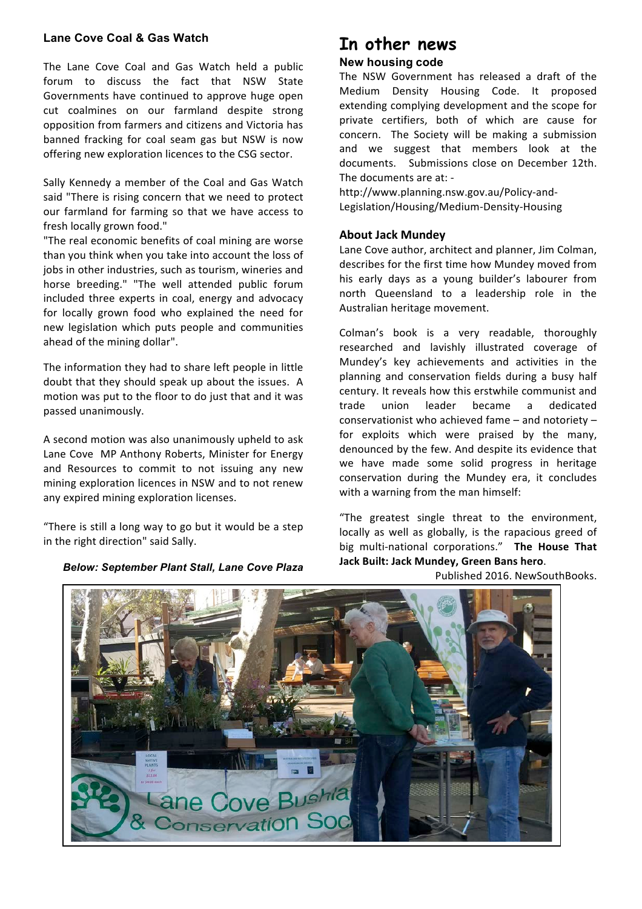**Lane Cove Coal & Gas Watch**

The Lane Cove Coal and Gas Watch held a public forum to discuss the fact that NSW State Governments have continued to approve huge open cut coalmines on our farmland despite strong opposition from farmers and citizens and Victoria has banned fracking for coal seam gas but NSW is now offering new exploration licences to the CSG sector.

Sally Kennedy a member of the Coal and Gas Watch said "There is rising concern that we need to protect our farmland for farming so that we have access to fresh locally grown food."

"The real economic benefits of coal mining are worse than you think when you take into account the loss of jobs in other industries, such as tourism, wineries and horse breeding." "The well attended public forum included three experts in coal, energy and advocacy for locally grown food who explained the need for new legislation which puts people and communities ahead of the mining dollar".

The information they had to share left people in little doubt that they should speak up about the issues. A motion was put to the floor to do just that and it was passed unanimously.

A second motion was also unanimously upheld to ask Lane Cove MP Anthony Roberts, Minister for Energy and Resources to commit to not issuing any new mining exploration licences in NSW and to not renew any expired mining exploration licenses.

"There is still a long way to go but it would be a step in the right direction" said Sally.

*Below: September Plant Stall, Lane Cove Plaza*

# In other news

**New housing code**

The NSW Government has released a draft of the Medium Density Housing Code. It proposed extending complying development and the scope for private certifiers, both of which are cause for concern. The Society will be making a submission and we suggest that members look at the documents. Submissions close on December 12th. The documents are at: -
http://www.planning.nsw.gov.au/Policy-and-Legislation/Housing/Medium-Density-Housing

**About Jack Mundey**

Lane Cove author, architect and planner, Jim Colman, describes for the first time how Mundey moved from his early days as a young builder's labourer from north Queensland to a leadership role in the Australian heritage movement.

Colman's book is a very readable, thoroughly researched and lavishly illustrated coverage of Mundey's key achievements and activities in the planning and conservation fields during a busy half century. It reveals how this erstwhile communist and trade union leader became a dedicated conservationist who achieved fame – and notoriety – for exploits which were praised by the many, denounced by the few. And despite its evidence that we have made some solid progress in heritage conservation during the Mundey era, it concludes with a warning from the man himself:

"The greatest single threat to the environment, locally as well as globally, is the rapacious greed of big multi-national corporations." **The House That Jack Built: Jack Mundey, Green Bans hero**. Published 2016. NewSouthBooks.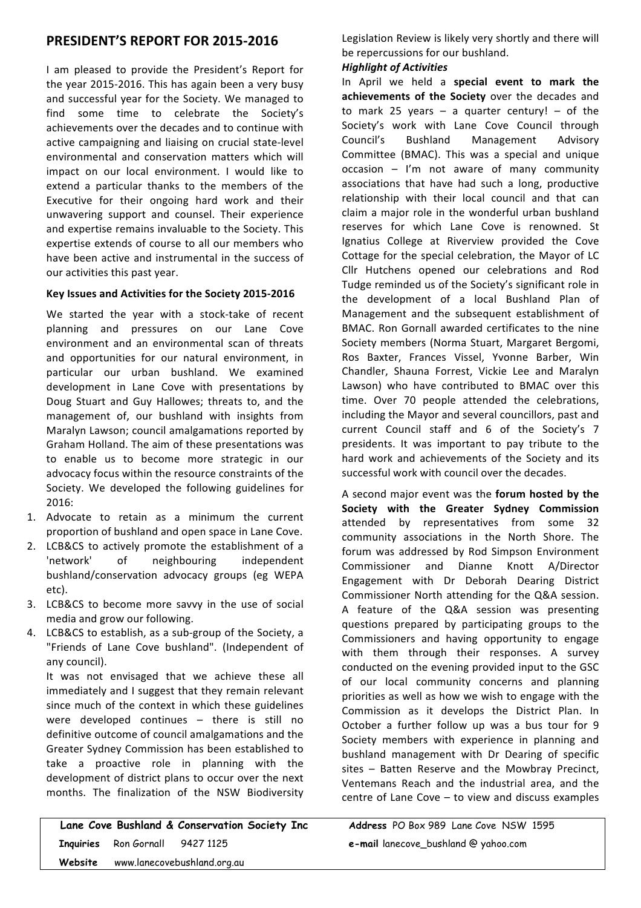## PRESIDENT'S REPORT FOR 2015-2016

I am pleased to provide the President's Report for the year 2015-2016. This has again been a very busy and successful year for the Society. We managed to find some time to celebrate the Society's achievements over the decades and to continue with active campaigning and liaising on crucial state-level environmental and conservation matters which will impact on our local environment. I would like to extend a particular thanks to the members of the Executive for their ongoing hard work and their unwavering support and counsel. Their experience and expertise remains invaluable to the Society. This expertise extends of course to all our members who have been active and instrumental in the success of our activities this past year.

**Key Issues and Activities for the Society 2015-2016**

We started the year with a stock-take of recent planning and pressures on our Lane Cove environment and an environmental scan of threats and opportunities for our natural environment, in particular our urban bushland. We examined development in Lane Cove with presentations by Doug Stuart and Guy Hallowes; threats to, and the management of, our bushland with insights from Maralyn Lawson; council amalgamations reported by Graham Holland. The aim of these presentations was to enable us to become more strategic in our advocacy focus within the resource constraints of the Society. We developed the following guidelines for 2016:

1. Advocate to retain as a minimum the current proportion of bushland and open space in Lane Cove.
2. LCB&CS to actively promote the establishment of a 'network' of neighbouring independent bushland/conservation advocacy groups (eg WEPA etc).
3. LCB&CS to become more savvy in the use of social media and grow our following.
4. LCB&CS to establish, as a sub-group of the Society, a "Friends of Lane Cove bushland". (Independent of any council).

It was not envisaged that we achieve these all immediately and I suggest that they remain relevant since much of the context in which these guidelines were developed continues – there is still no definitive outcome of council amalgamations and the Greater Sydney Commission has been established to take a proactive role in planning with the development of district plans to occur over the next months. The finalization of the NSW Biodiversity Legislation Review is likely very shortly and there will be repercussions for our bushland.

***Highlight of Activities***

In April we held a **special event to mark the achievements of the Society** over the decades and to mark 25 years – a quarter century! – of the Society's work with Lane Cove Council through Council's Bushland Management Advisory Committee (BMAC). This was a special and unique occasion – I'm not aware of many community associations that have had such a long, productive relationship with their local council and that can claim a major role in the wonderful urban bushland reserves for which Lane Cove is renowned. St Ignatius College at Riverview provided the Cove Cottage for the special celebration, the Mayor of LC Cllr Hutchens opened our celebrations and Rod Tudge reminded us of the Society's significant role in the development of a local Bushland Plan of Management and the subsequent establishment of BMAC. Ron Gornall awarded certificates to the nine Society members (Norma Stuart, Margaret Bergomi, Ros Baxter, Frances Vissel, Yvonne Barber, Win Chandler, Shauna Forrest, Vickie Lee and Maralyn Lawson) who have contributed to BMAC over this time. Over 70 people attended the celebrations, including the Mayor and several councillors, past and current Council staff and 6 of the Society's 7 presidents. It was important to pay tribute to the hard work and achievements of the Society and its successful work with council over the decades.

A second major event was the **forum hosted by the Society with the Greater Sydney Commission** attended by representatives from some 32 community associations in the North Shore. The forum was addressed by Rod Simpson Environment Commissioner and Dianne Knott A/Director Engagement with Dr Deborah Dearing District Commissioner North attending for the Q&A session. A feature of the Q&A session was presenting questions prepared by participating groups to the Commissioners and having opportunity to engage with them through their responses. A survey conducted on the evening provided input to the GSC of our local community concerns and planning priorities as well as how we wish to engage with the Commission as it develops the District Plan. In October a further follow up was a bus tour for 9 Society members with experience in planning and bushland management with Dr Dearing of specific sites – Batten Reserve and the Mowbray Precinct, Ventemans Reach and the industrial area, and the centre of Lane Cove – to view and discuss examples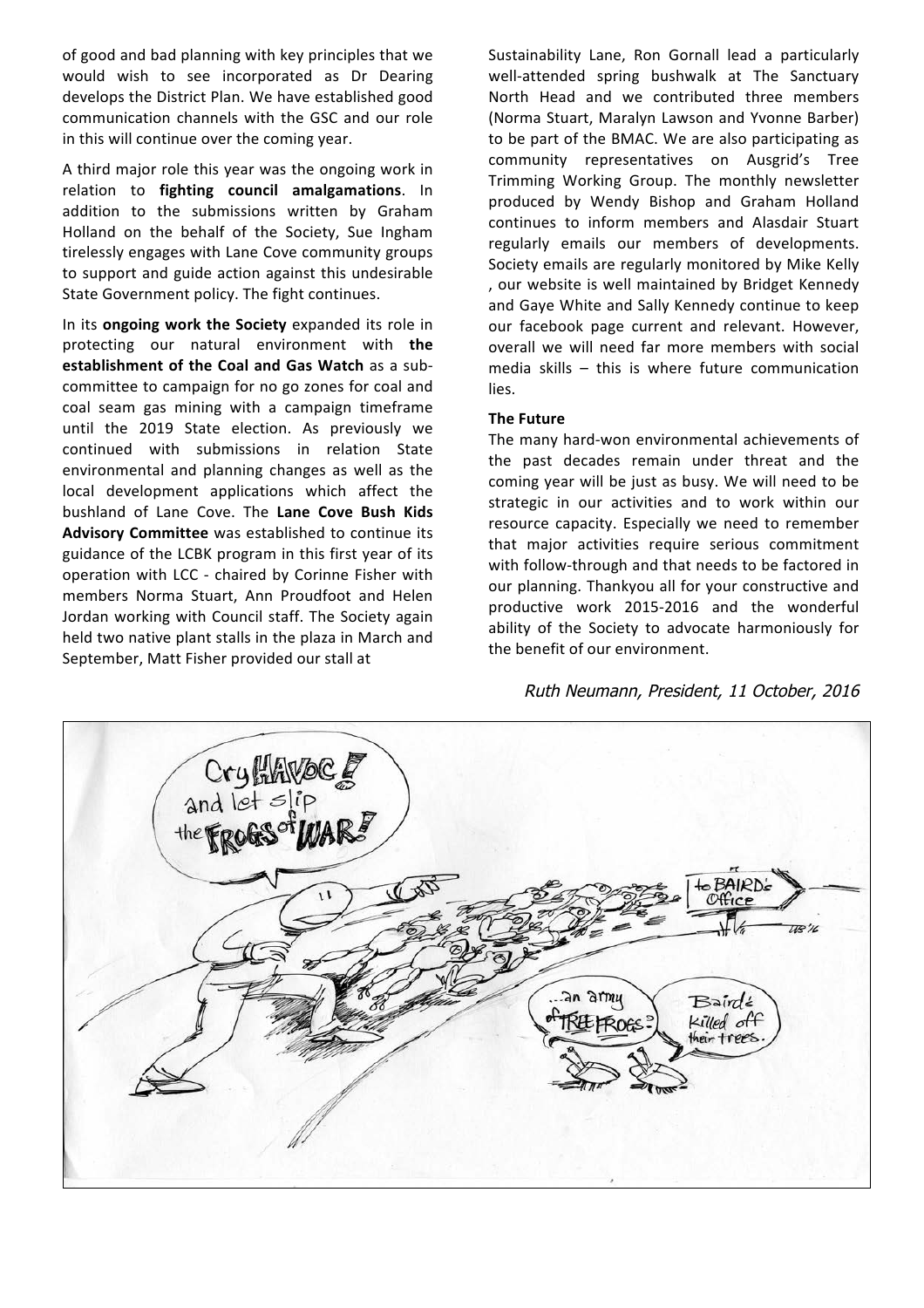of good and bad planning with key principles that we would wish to see incorporated as Dr Dearing develops the District Plan. We have established good communication channels with the GSC and our role in this will continue over the coming year.

A third major role this year was the ongoing work in relation to **fighting council amalgamations**. In addition to the submissions written by Graham Holland on the behalf of the Society, Sue Ingham tirelessly engages with Lane Cove community groups to support and guide action against this undesirable State Government policy. The fight continues.

In its **ongoing work the Society** expanded its role in protecting our natural environment with **the establishment of the Coal and Gas Watch** as a sub-committee to campaign for no go zones for coal and coal seam gas mining with a campaign timeframe until the 2019 State election. As previously we continued with submissions in relation State environmental and planning changes as well as the local development applications which affect the bushland of Lane Cove. The **Lane Cove Bush Kids Advisory Committee** was established to continue its guidance of the LCBK program in this first year of its operation with LCC - chaired by Corinne Fisher with members Norma Stuart, Ann Proudfoot and Helen Jordan working with Council staff. The Society again held two native plant stalls in the plaza in March and September, Matt Fisher provided our stall at Sustainability Lane, Ron Gornall lead a particularly well-attended spring bushwalk at The Sanctuary North Head and we contributed three members (Norma Stuart, Maralyn Lawson and Yvonne Barber) to be part of the BMAC. We are also participating as community representatives on Ausgrid's Tree Trimming Working Group. The monthly newsletter produced by Wendy Bishop and Graham Holland continues to inform members and Alasdair Stuart regularly emails our members of developments. Society emails are regularly monitored by Mike Kelly , our website is well maintained by Bridget Kennedy and Gaye White and Sally Kennedy continue to keep our facebook page current and relevant. However, overall we will need far more members with social media skills – this is where future communication lies.

**The Future**

The many hard-won environmental achievements of the past decades remain under threat and the coming year will be just as busy. We will need to be strategic in our activities and to work within our resource capacity. Especially we need to remember that major activities require serious commitment with follow-through and that needs to be factored in our planning. Thankyou all for your constructive and productive work 2015-2016 and the wonderful ability of the Society to advocate harmoniously for the benefit of our environment.

*Ruth Neumann, President, 11 October, 2016*